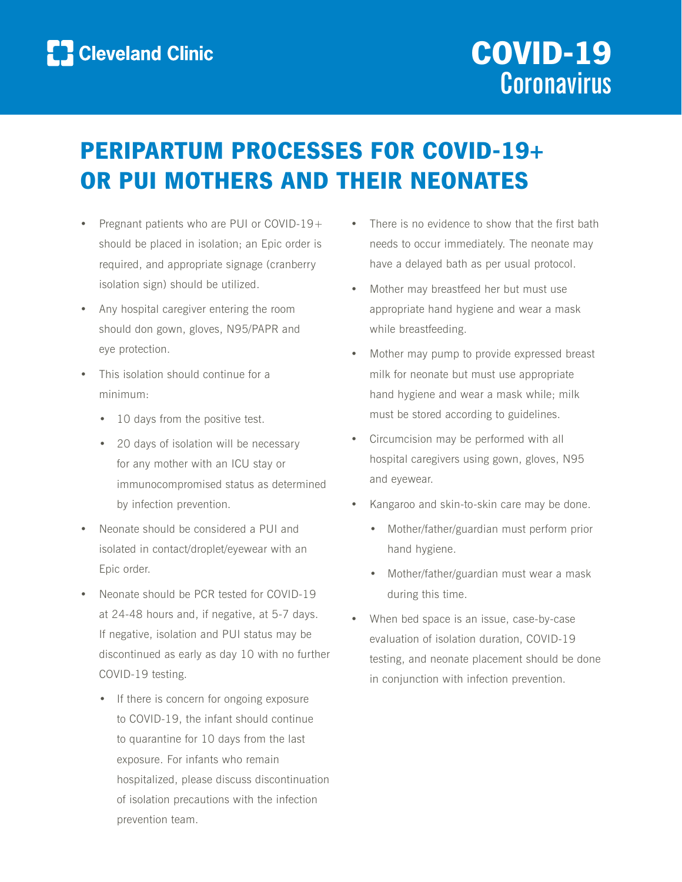Cleveland Clinic

# COVID-19 Coronavirus

## PERIPARTUM PROCESSES FOR COVID-19+ OR PUI MOTHERS AND THEIR NEONATES

- Pregnant patients who are PUI or COVID-19+ should be placed in isolation; an Epic order is required, and appropriate signage (cranberry isolation sign) should be utilized.
- Any hospital caregiver entering the room should don gown, gloves, N95/PAPR and eye protection.
- This isolation should continue for a minimum:
  - 10 days from the positive test.
  - 20 days of isolation will be necessary for any mother with an ICU stay or immunocompromised status as determined by infection prevention.
- Neonate should be considered a PUI and isolated in contact/droplet/eyewear with an Epic order.
- Neonate should be PCR tested for COVID-19 at 24-48 hours and, if negative, at 5-7 days. If negative, isolation and PUI status may be discontinued as early as day 10 with no further COVID-19 testing.
  - If there is concern for ongoing exposure to COVID-19, the infant should continue to quarantine for 10 days from the last exposure. For infants who remain hospitalized, please discuss discontinuation of isolation precautions with the infection prevention team.
- There is no evidence to show that the first bath needs to occur immediately. The neonate may have a delayed bath as per usual protocol.
- Mother may breastfeed her but must use appropriate hand hygiene and wear a mask while breastfeeding.
- Mother may pump to provide expressed breast milk for neonate but must use appropriate hand hygiene and wear a mask while; milk must be stored according to guidelines.
- Circumcision may be performed with all hospital caregivers using gown, gloves, N95 and eyewear.
- Kangaroo and skin-to-skin care may be done.
  - Mother/father/guardian must perform prior hand hygiene.
  - Mother/father/guardian must wear a mask during this time.
- When bed space is an issue, case-by-case evaluation of isolation duration, COVID-19 testing, and neonate placement should be done in conjunction with infection prevention.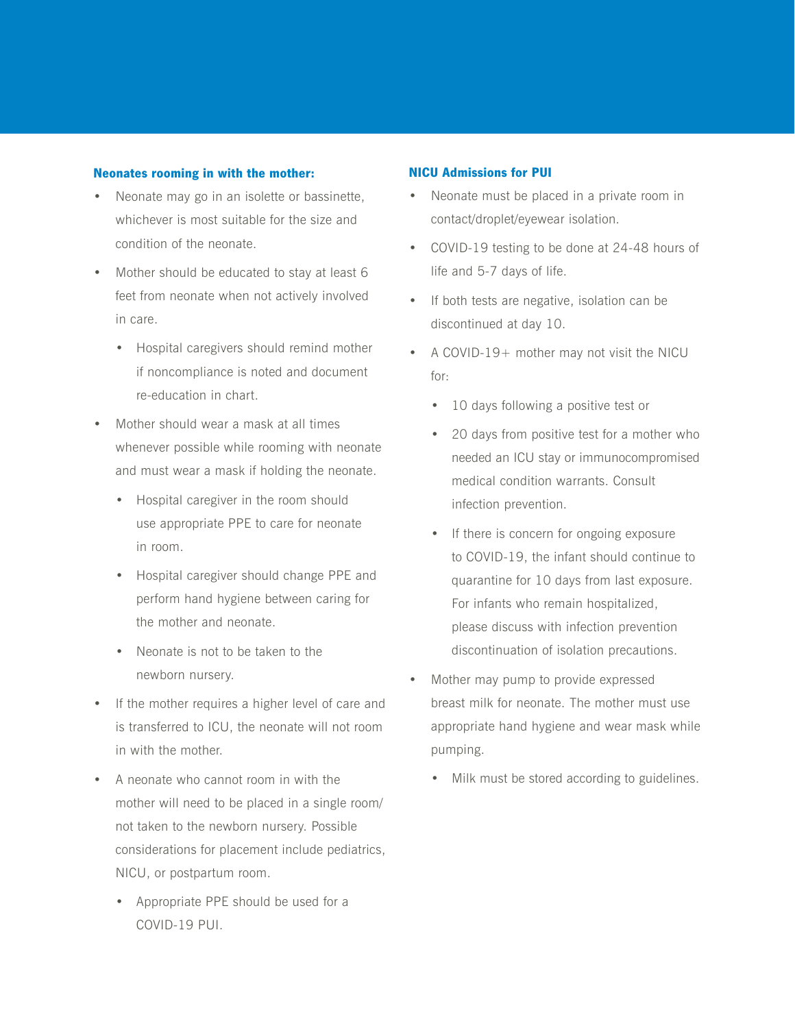### Neonates rooming in with the mother:

- Neonate may go in an isolette or bassinette, whichever is most suitable for the size and condition of the neonate.
- Mother should be educated to stay at least 6 feet from neonate when not actively involved in care.
  - Hospital caregivers should remind mother if noncompliance is noted and document re-education in chart.
- Mother should wear a mask at all times whenever possible while rooming with neonate and must wear a mask if holding the neonate.
  - Hospital caregiver in the room should use appropriate PPE to care for neonate in room.
  - Hospital caregiver should change PPE and perform hand hygiene between caring for the mother and neonate.
  - Neonate is not to be taken to the newborn nursery.
- If the mother requires a higher level of care and is transferred to ICU, the neonate will not room in with the mother.
- A neonate who cannot room in with the mother will need to be placed in a single room/ not taken to the newborn nursery. Possible considerations for placement include pediatrics, NICU, or postpartum room.
  - Appropriate PPE should be used for a COVID-19 PUI.

### NICU Admissions for PUI

- Neonate must be placed in a private room in contact/droplet/eyewear isolation.
- COVID-19 testing to be done at 24-48 hours of life and 5-7 days of life.
- If both tests are negative, isolation can be discontinued at day 10.
- A COVID-19+ mother may not visit the NICU for:
  - 10 days following a positive test or
  - 20 days from positive test for a mother who needed an ICU stay or immunocompromised medical condition warrants. Consult infection prevention.
  - If there is concern for ongoing exposure to COVID-19, the infant should continue to quarantine for 10 days from last exposure. For infants who remain hospitalized, please discuss with infection prevention discontinuation of isolation precautions.
- Mother may pump to provide expressed breast milk for neonate. The mother must use appropriate hand hygiene and wear mask while pumping.
  - Milk must be stored according to guidelines.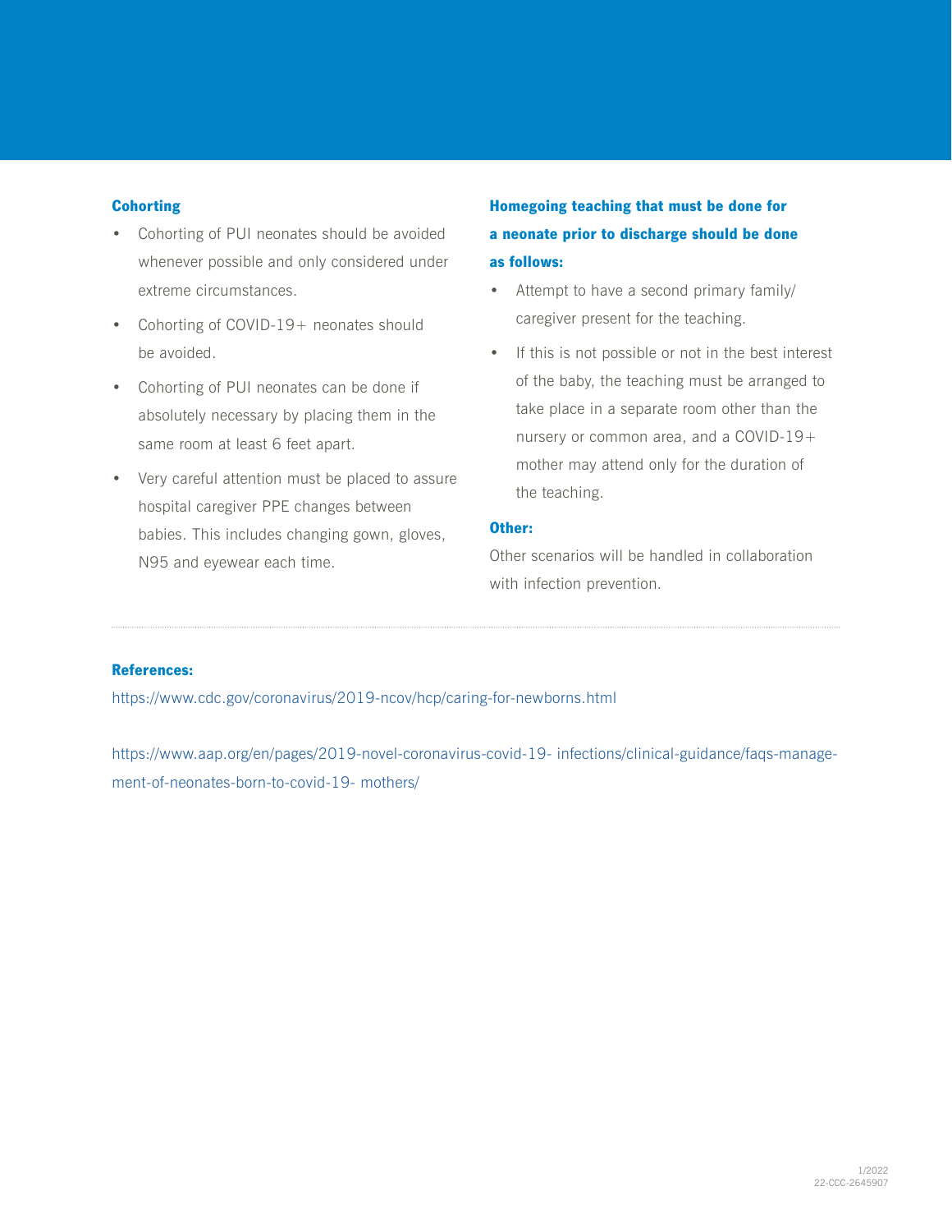## Cohorting

- Cohorting of PUI neonates should be avoided whenever possible and only considered under extreme circumstances.
- Cohorting of COVID-19+ neonates should be avoided.
- Cohorting of PUI neonates can be done if absolutely necessary by placing them in the same room at least 6 feet apart.
- Very careful attention must be placed to assure hospital caregiver PPE changes between babies. This includes changing gown, gloves, N95 and eyewear each time.

## Homegoing teaching that must be done for a neonate prior to discharge should be done as follows:

- Attempt to have a second primary family/caregiver present for the teaching.
- If this is not possible or not in the best interest of the baby, the teaching must be arranged to take place in a separate room other than the nursery or common area, and a COVID-19+ mother may attend only for the duration of the teaching.

## Other:

Other scenarios will be handled in collaboration with infection prevention.

## References:

https://www.cdc.gov/coronavirus/2019-ncov/hcp/caring-for-newborns.html

https://www.aap.org/en/pages/2019-novel-coronavirus-covid-19- infections/clinical-guidance/faqs-management-of-neonates-born-to-covid-19- mothers/

1/2022
22-CCC-2645907